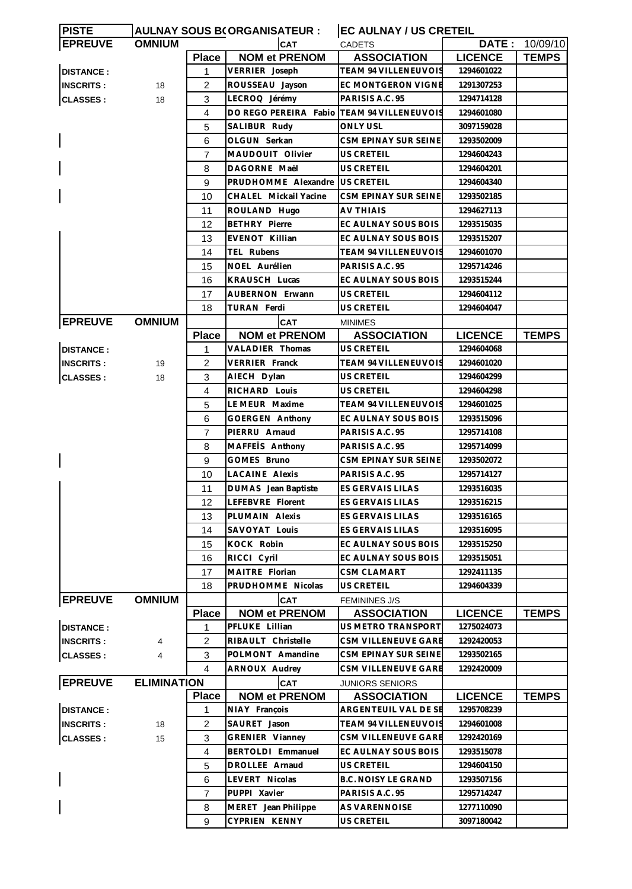| PISTE | AULNAY SOUS BOIS | ORGANISATEUR : | | EC AULNAY / US CRETEIL | | |
|---|---|---|---|---|---|---|
| **EPREUVE** | **OMNIUM** | | **CAT** | CADETS | **DATE :** | 10/09/10 |
| | | **Place** | **NOM et PRENOM** | **ASSOCIATION** | **LICENCE** | **TEMPS** |
| **DISTANCE :** | | 1 | VERRIER Joseph | TEAM 94 VILLENEUVOIS | 1294601022 | |
| **INSCRITS :** | 18 | 2 | ROUSSEAU Jayson | EC MONTGERON VIGNE | 1291307253 | |
| **CLASSES :** | 18 | 3 | LECROQ Jérémy | PARISIS A.C. 95 | 1294714128 | |
| | | 4 | DO REGO PEREIRA Fabio | TEAM 94 VILLENEUVOIS | 1294601080 | |
| | | 5 | SALIBUR Rudy | ONLY USL | 3097159028 | |
| | | 6 | OLGUN Serkan | CSM EPINAY SUR SEINE | 1293502009 | |
| | | 7 | MAUDOUIT Olivier | US CRETEIL | 1294604243 | |
| | | 8 | DAGORNE Maël | US CRETEIL | 1294604201 | |
| | | 9 | PRUDHOMME Alexandre | US CRETEIL | 1294604340 | |
| | | 10 | CHALEL Mickail Yacine | CSM EPINAY SUR SEINE | 1293502185 | |
| | | 11 | ROULAND Hugo | AV THIAIS | 1294627113 | |
| | | 12 | BETHRY Pierre | EC AULNAY SOUS BOIS | 1293515035 | |
| | | 13 | EVENOT Killian | EC AULNAY SOUS BOIS | 1293515207 | |
| | | 14 | TEL Rubens | TEAM 94 VILLENEUVOIS | 1294601070 | |
| | | 15 | NOEL Aurélien | PARISIS A.C. 95 | 1295714246 | |
| | | 16 | KRAUSCH Lucas | EC AULNAY SOUS BOIS | 1293515244 | |
| | | 17 | AUBERNON Erwann | US CRETEIL | 1294604112 | |
| | | 18 | TURAN Ferdi | US CRETEIL | 1294604047 | |
| **EPREUVE** | **OMNIUM** | | **CAT** | MINIMES | | |
| | | **Place** | **NOM et PRENOM** | **ASSOCIATION** | **LICENCE** | **TEMPS** |
| **DISTANCE :** | | 1 | VALADIER Thomas | US CRETEIL | 1294604068 | |
| **INSCRITS :** | 19 | 2 | VERRIER Franck | TEAM 94 VILLENEUVOIS | 1294601020 | |
| **CLASSES :** | 18 | 3 | AIECH Dylan | US CRETEIL | 1294604299 | |
| | | 4 | RICHARD Louis | US CRETEIL | 1294604298 | |
| | | 5 | LE MEUR Maxime | TEAM 94 VILLENEUVOIS | 1294601025 | |
| | | 6 | GOERGEN Anthony | EC AULNAY SOUS BOIS | 1293515096 | |
| | | 7 | PIERRU Arnaud | PARISIS A.C. 95 | 1295714108 | |
| | | 8 | MAFFEÏS Anthony | PARISIS A.C. 95 | 1295714099 | |
| | | 9 | GOMES Bruno | CSM EPINAY SUR SEINE | 1293502072 | |
| | | 10 | LACAINE Alexis | PARISIS A.C. 95 | 1295714127 | |
| | | 11 | DUMAS Jean Baptiste | ES GERVAIS LILAS | 1293516035 | |
| | | 12 | LEFEBVRE Florent | ES GERVAIS LILAS | 1293516215 | |
| | | 13 | PLUMAIN Alexis | ES GERVAIS LILAS | 1293516165 | |
| | | 14 | SAVOYAT Louis | ES GERVAIS LILAS | 1293516095 | |
| | | 15 | KOCK Robin | EC AULNAY SOUS BOIS | 1293515250 | |
| | | 16 | RICCI Cyril | EC AULNAY SOUS BOIS | 1293515051 | |
| | | 17 | MAITRE Florian | CSM CLAMART | 1292411135 | |
| | | 18 | PRUDHOMME Nicolas | US CRETEIL | 1294604339 | |
| **EPREUVE** | **OMNIUM** | | **CAT** | FEMININES J/S | | |
| | | **Place** | **NOM et PRENOM** | **ASSOCIATION** | **LICENCE** | **TEMPS** |
| **DISTANCE :** | | 1 | PFLUKE Lillian | US METRO TRANSPORT | 1275024073 | |
| **INSCRITS :** | 4 | 2 | RIBAULT Christelle | CSM VILLENEUVE GARE | 1292420053 | |
| **CLASSES :** | 4 | 3 | POLMONT Amandine | CSM EPINAY SUR SEINE | 1293502165 | |
| | | 4 | ARNOUX Audrey | CSM VILLENEUVE GARE | 1292420009 | |
| **EPREUVE** | **ELIMINATION** | | **CAT** | JUNIORS SENIORS | | |
| | | **Place** | **NOM et PRENOM** | **ASSOCIATION** | **LICENCE** | **TEMPS** |
| **DISTANCE :** | | 1 | NIAY François | ARGENTEUIL VAL DE SE | 1295708239 | |
| **INSCRITS :** | 18 | 2 | SAURET Jason | TEAM 94 VILLENEUVOIS | 1294601008 | |
| **CLASSES :** | 15 | 3 | GRENIER Vianney | CSM VILLENEUVE GARE | 1292420169 | |
| | | 4 | BERTOLDI Emmanuel | EC AULNAY SOUS BOIS | 1293515078 | |
| | | 5 | DROLLEE Arnaud | US CRETEIL | 1294604150 | |
| | | 6 | LEVERT Nicolas | B.C. NOISY LE GRAND | 1293507156 | |
| | | 7 | PUPPI Xavier | PARISIS A.C. 95 | 1295714247 | |
| | | 8 | MERET Jean Philippe | AS VARENNOISE | 1277110090 | |
| | | 9 | CYPRIEN KENNY | US CRETEIL | 3097180042 | |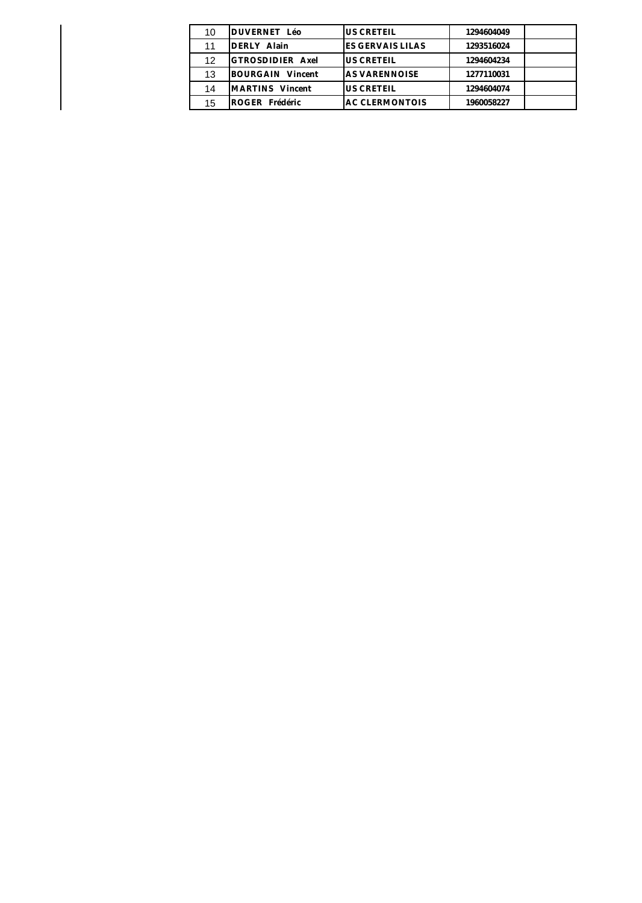| | | | | |
|---|---|---|---|---|
| 10 | **DUVERNET Léo** | **US CRETEIL** | **1294604049** | |
| 11 | **DERLY Alain** | **ES GERVAIS LILAS** | **1293516024** | |
| 12 | **GTROSDIDIER Axel** | **US CRETEIL** | **1294604234** | |
| 13 | **BOURGAIN Vincent** | **AS VARENNOISE** | **1277110031** | |
| 14 | **MARTINS Vincent** | **US CRETEIL** | **1294604074** | |
| 15 | **ROGER Frédéric** | **AC CLERMONTOIS** | **1960058227** | |